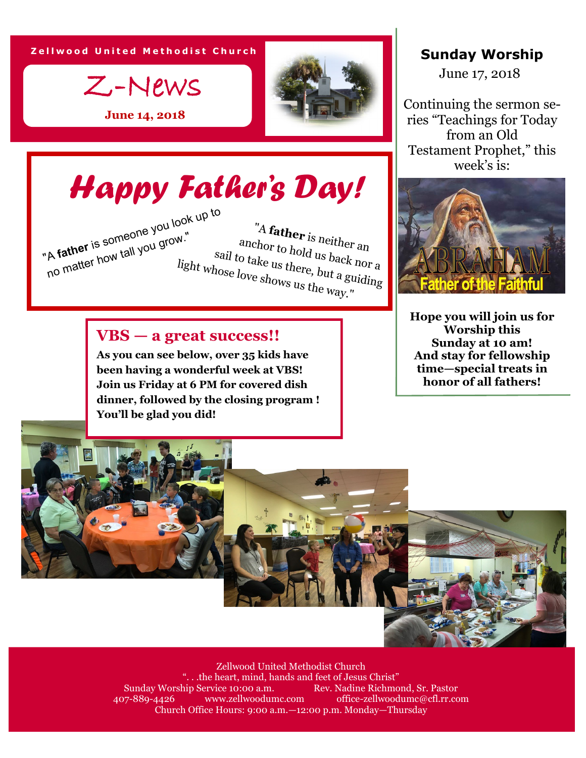Zellwood United Methodist Church

# Z-News

**June 14, 2018**

## Happy Father's Day!

"A **father** is someone you look up to no matter how tall you grow."

"A **father** is neither an anchor to hold us back nor a sail to take us there, but a guiding light whose love shows us the way."

## VBS — a great success!!

**As you can see below, over 35 kids have been having a wonderful week at VBS! Join us Friday at 6 PM for covered dish dinner, followed by the closing program ! You'll be glad you did!**

## Sunday Worship

June 17, 2018

Continuing the sermon series "Teachings for Today from an Old Testament Prophet," this week's is:

ABRAHAM
Father of the Faithful

**Hope you will join us for Worship this Sunday at 10 am! And stay for fellowship time—special treats in honor of all fathers!**

---

Zellwood United Methodist Church
". . .the heart, mind, hands and feet of Jesus Christ"
Sunday Worship Service 10:00 a.m. Rev. Nadine Richmond, Sr. Pastor
407-889-4426 www.zellwoodumc.com office-zellwoodumc@cfl.rr.com
Church Office Hours: 9:00 a.m.—12:00 p.m. Monday—Thursday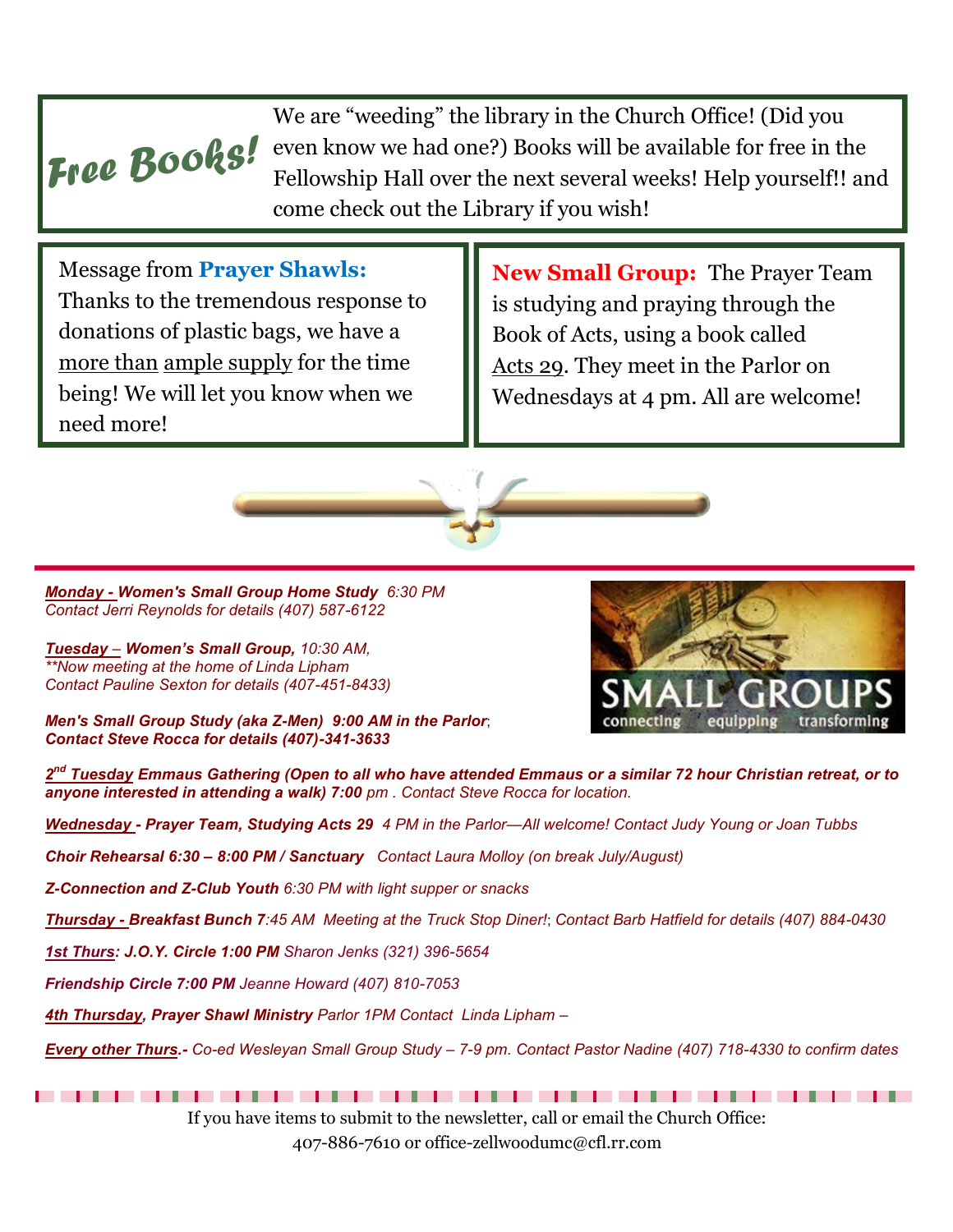## *Free Books!*

We are "weeding" the library in the Church Office! (Did you even know we had one?) Books will be available for free in the Fellowship Hall over the next several weeks! Help yourself!! and come check out the Library if you wish!

Message from **Prayer Shawls:** Thanks to the tremendous response to donations of plastic bags, we have a more than ample supply for the time being! We will let you know when we need more!

**New Small Group:** The Prayer Team is studying and praying through the Book of Acts, using a book called Acts 29. They meet in the Parlor on Wednesdays at 4 pm. All are welcome!

SMALL GROUPS
connecting equipping transforming

***Monday - Women's Small Group Home Study*** *6:30 PM*
*Contact Jerri Reynolds for details (407) 587-6122*

***Tuesday – Women's Small Group,*** *10:30 AM,*
*\*\*Now meeting at the home of Linda Lipham*
*Contact Pauline Sexton for details (407-451-8433)*

***Men's Small Group Study (aka Z-Men) 9:00 AM in the Parlor****;*
***Contact Steve Rocca for details (407)-341-3633***

***2nd Tuesday Emmaus Gathering (Open to all who have attended Emmaus or a similar 72 hour Christian retreat, or to anyone interested in attending a walk) 7:00*** *pm . Contact Steve Rocca for location.*

***Wednesday - Prayer Team, Studying Acts 29*** *4 PM in the Parlor—All welcome! Contact Judy Young or Joan Tubbs*

***Choir Rehearsal 6:30 – 8:00 PM / Sanctuary*** *Contact Laura Molloy (on break July/August)*

***Z-Connection and Z-Club Youth*** *6:30 PM with light supper or snacks*

***Thursday - Breakfast Bunch 7****:45 AM Meeting at the Truck Stop Diner!; Contact Barb Hatfield for details (407) 884-0430*

***1st Thurs: J.O.Y. Circle 1:00 PM*** *Sharon Jenks (321) 396-5654*

***Friendship Circle 7:00 PM*** *Jeanne Howard (407) 810-7053*

***4th Thursday, Prayer Shawl Ministry*** *Parlor 1PM Contact Linda Lipham –*

***Every other Thurs.-*** *Co-ed Wesleyan Small Group Study – 7-9 pm. Contact Pastor Nadine (407) 718-4330 to confirm dates*

If you have items to submit to the newsletter, call or email the Church Office:
407-886-7610 or office-zellwoodumc@cfl.rr.com